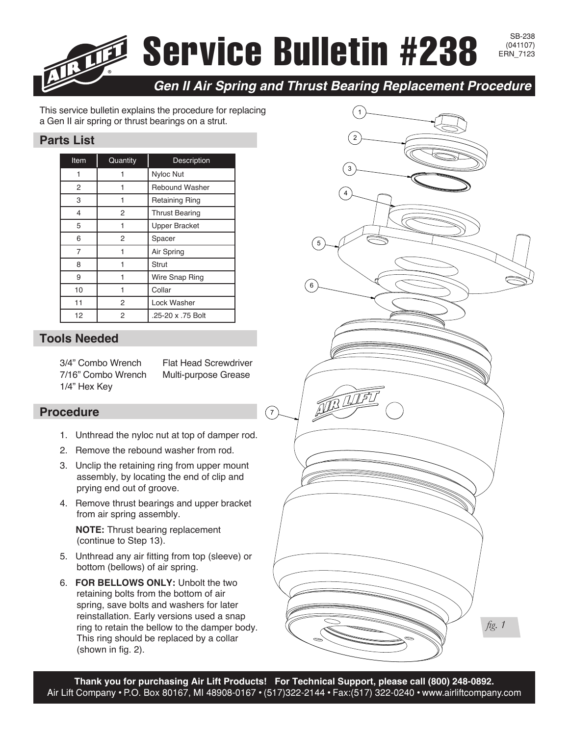# Service Bulletin #238

SB-238
(041107)
ERN_7123

## *Gen II Air Spring and Thrust Bearing Replacement Procedure*

This service bulletin explains the procedure for replacing a Gen II air spring or thrust bearings on a strut.

## Parts List

| Item | Quantity | Description |
|---|---|---|
| 1 | 1 | Nyloc Nut |
| 2 | 1 | Rebound Washer |
| 3 | 1 | Retaining Ring |
| 4 | 2 | Thrust Bearing |
| 5 | 1 | Upper Bracket |
| 6 | 2 | Spacer |
| 7 | 1 | Air Spring |
| 8 | 1 | Strut |
| 9 | 1 | Wire Snap Ring |
| 10 | 1 | Collar |
| 11 | 2 | Lock Washer |
| 12 | 2 | .25-20 x .75 Bolt |

## Tools Needed

3/4" Combo Wrench
7/16" Combo Wrench
1/4" Hex Key
Flat Head Screwdriver
Multi-purpose Grease

## Procedure

1. Unthread the nyloc nut at top of damper rod.
2. Remove the rebound washer from rod.
3. Unclip the retaining ring from upper mount assembly, by locating the end of clip and prying end out of groove.
4. Remove thrust bearings and upper bracket from air spring assembly.

   **NOTE:** Thrust bearing replacement (continue to Step 13).
5. Unthread any air fitting from top (sleeve) or bottom (bellows) of air spring.
6. **FOR BELLOWS ONLY:** Unbolt the two retaining bolts from the bottom of air spring, save bolts and washers for later reinstallation. Early versions used a snap ring to retain the bellow to the damper body. This ring should be replaced by a collar (shown in fig. 2).

*fig. 1*

**Thank you for purchasing Air Lift Products! For Technical Support, please call (800) 248-0892.**
Air Lift Company • P.O. Box 80167, MI 48908-0167 • (517)322-2144 • Fax:(517) 322-0240 • www.airliftcompany.com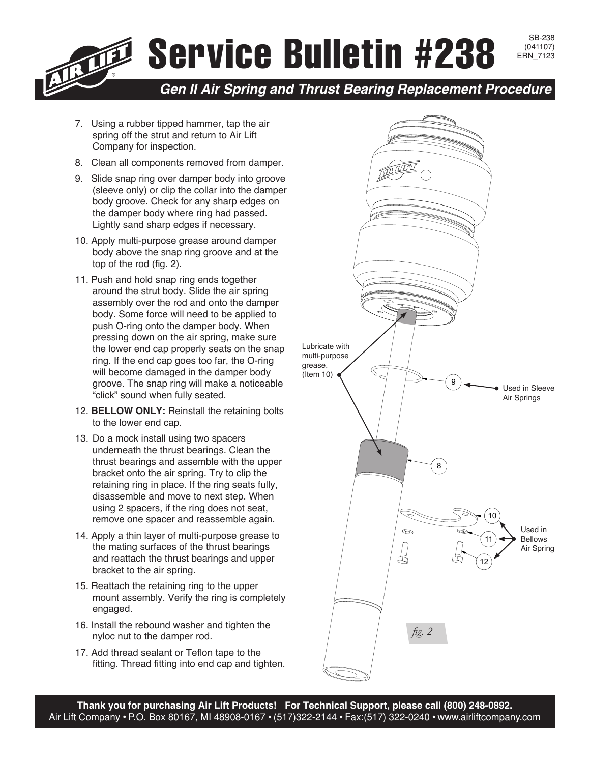# Service Bulletin #238

SB-238
(041107)
ERN_7123

## *Gen II Air Spring and Thrust Bearing Replacement Procedure*

7. Using a rubber tipped hammer, tap the air spring off the strut and return to Air Lift Company for inspection.
8. Clean all components removed from damper.
9. Slide snap ring over damper body into groove (sleeve only) or clip the collar into the damper body groove. Check for any sharp edges on the damper body where ring had passed. Lightly sand sharp edges if necessary.
10. Apply multi-purpose grease around damper body above the snap ring groove and at the top of the rod (fig. 2).
11. Push and hold snap ring ends together around the strut body. Slide the air spring assembly over the rod and onto the damper body. Some force will need to be applied to push O-ring onto the damper body. When pressing down on the air spring, make sure the lower end cap properly seats on the snap ring. If the end cap goes too far, the O-ring will become damaged in the damper body groove. The snap ring will make a noticeable "click" sound when fully seated.
12. **BELLOW ONLY:** Reinstall the retaining bolts to the lower end cap.
13. Do a mock install using two spacers underneath the thrust bearings. Clean the thrust bearings and assemble with the upper bracket onto the air spring. Try to clip the retaining ring in place. If the ring seats fully, disassemble and move to next step. When using 2 spacers, if the ring does not seat, remove one spacer and reassemble again.
14. Apply a thin layer of multi-purpose grease to the mating surfaces of the thrust bearings and reattach the thrust bearings and upper bracket to the air spring.
15. Reattach the retaining ring to the upper mount assembly. Verify the ring is completely engaged.
16. Install the rebound washer and tighten the nyloc nut to the damper rod.
17. Add thread sealant or Teflon tape to the fitting. Thread fitting into end cap and tighten.

Lubricate with multi-purpose grease. (Item 10)

9

Used in Sleeve Air Springs

8

10

11

12

Used in Bellows Air Spring

*fig. 2*

**Thank you for purchasing Air Lift Products! For Technical Support, please call (800) 248-0892.**
Air Lift Company • P.O. Box 80167, MI 48908-0167 • (517)322-2144 • Fax:(517) 322-0240 • www.airliftcompany.com